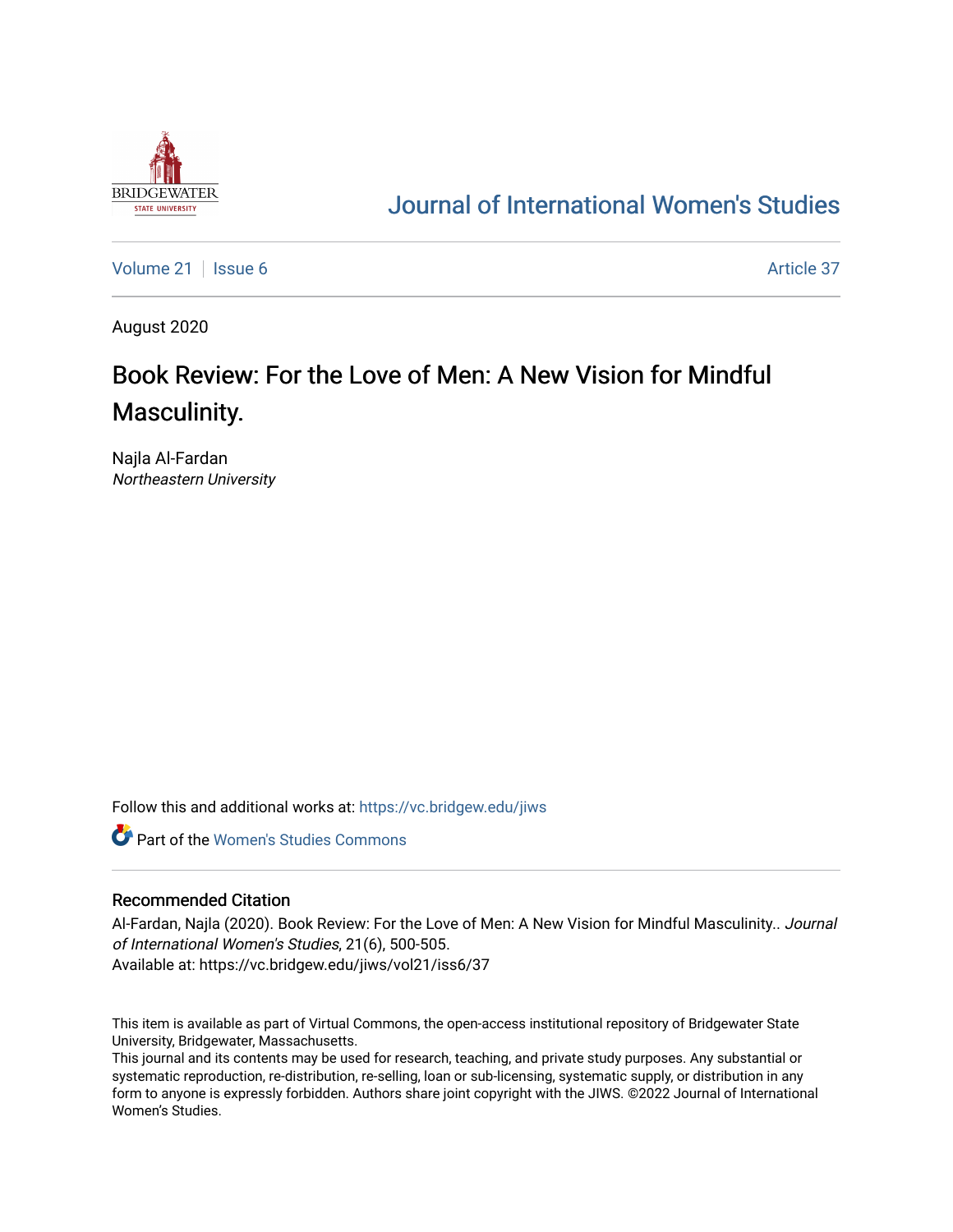Journal of International Women's Studies

Volume 21 | Issue 6 | Article 37

August 2020

# Book Review: For the Love of Men: A New Vision for Mindful Masculinity.

Najla Al-Fardan
*Northeastern University*

Follow this and additional works at: https://vc.bridgew.edu/jiws

Part of the Women's Studies Commons

## Recommended Citation

Al-Fardan, Najla (2020). Book Review: For the Love of Men: A New Vision for Mindful Masculinity.. *Journal of International Women's Studies*, 21(6), 500-505.
Available at: https://vc.bridgew.edu/jiws/vol21/iss6/37

This item is available as part of Virtual Commons, the open-access institutional repository of Bridgewater State University, Bridgewater, Massachusetts.
This journal and its contents may be used for research, teaching, and private study purposes. Any substantial or systematic reproduction, re-distribution, re-selling, loan or sub-licensing, systematic supply, or distribution in any form to anyone is expressly forbidden. Authors share joint copyright with the JIWS. ©2022 Journal of International Women's Studies.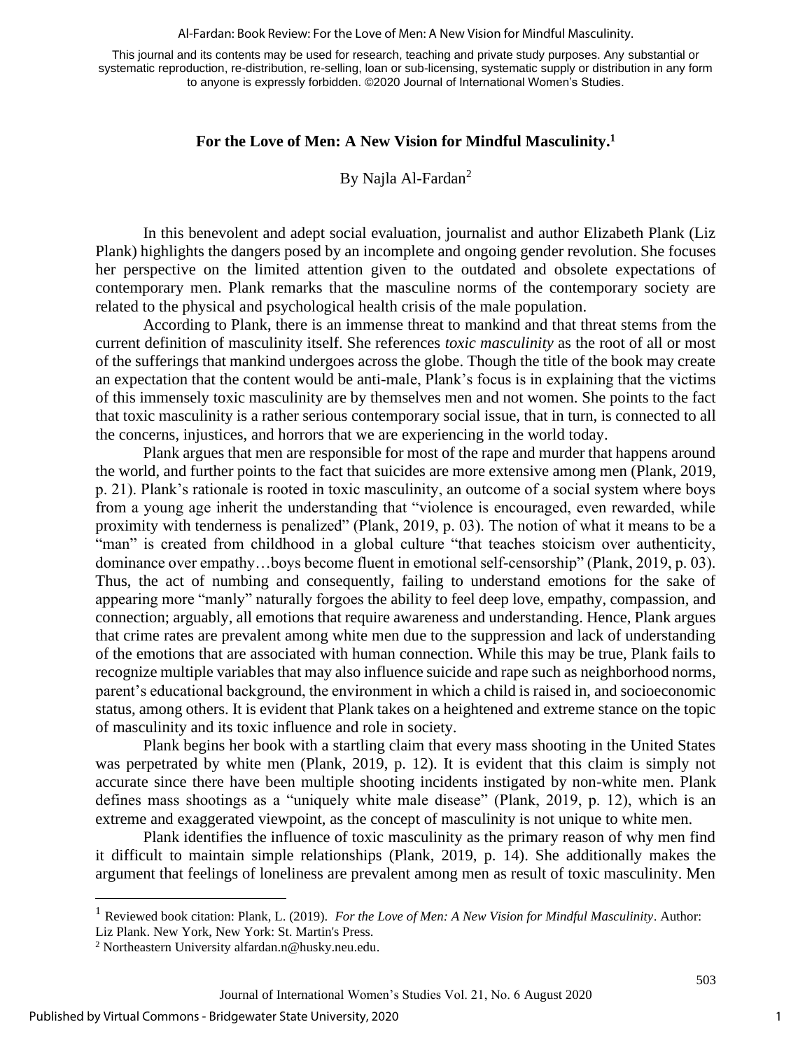# For the Love of Men: A New Vision for Mindful Masculinity.[1]

By Najla Al-Fardan[2]

In this benevolent and adept social evaluation, journalist and author Elizabeth Plank (Liz Plank) highlights the dangers posed by an incomplete and ongoing gender revolution. She focuses her perspective on the limited attention given to the outdated and obsolete expectations of contemporary men. Plank remarks that the masculine norms of the contemporary society are related to the physical and psychological health crisis of the male population.

According to Plank, there is an immense threat to mankind and that threat stems from the current definition of masculinity itself. She references *toxic masculinity* as the root of all or most of the sufferings that mankind undergoes across the globe. Though the title of the book may create an expectation that the content would be anti-male, Plank's focus is in explaining that the victims of this immensely toxic masculinity are by themselves men and not women. She points to the fact that toxic masculinity is a rather serious contemporary social issue, that in turn, is connected to all the concerns, injustices, and horrors that we are experiencing in the world today.

Plank argues that men are responsible for most of the rape and murder that happens around the world, and further points to the fact that suicides are more extensive among men (Plank, 2019, p. 21). Plank's rationale is rooted in toxic masculinity, an outcome of a social system where boys from a young age inherit the understanding that "violence is encouraged, even rewarded, while proximity with tenderness is penalized" (Plank, 2019, p. 03). The notion of what it means to be a "man" is created from childhood in a global culture "that teaches stoicism over authenticity, dominance over empathy…boys become fluent in emotional self-censorship" (Plank, 2019, p. 03). Thus, the act of numbing and consequently, failing to understand emotions for the sake of appearing more "manly" naturally forgoes the ability to feel deep love, empathy, compassion, and connection; arguably, all emotions that require awareness and understanding. Hence, Plank argues that crime rates are prevalent among white men due to the suppression and lack of understanding of the emotions that are associated with human connection. While this may be true, Plank fails to recognize multiple variables that may also influence suicide and rape such as neighborhood norms, parent's educational background, the environment in which a child is raised in, and socioeconomic status, among others. It is evident that Plank takes on a heightened and extreme stance on the topic of masculinity and its toxic influence and role in society.

Plank begins her book with a startling claim that every mass shooting in the United States was perpetrated by white men (Plank, 2019, p. 12). It is evident that this claim is simply not accurate since there have been multiple shooting incidents instigated by non-white men. Plank defines mass shootings as a "uniquely white male disease" (Plank, 2019, p. 12), which is an extreme and exaggerated viewpoint, as the concept of masculinity is not unique to white men.

Plank identifies the influence of toxic masculinity as the primary reason of why men find it difficult to maintain simple relationships (Plank, 2019, p. 14). She additionally makes the argument that feelings of loneliness are prevalent among men as result of toxic masculinity. Men

---

[1] Reviewed book citation: Plank, L. (2019). *For the Love of Men: A New Vision for Mindful Masculinity*. Author: Liz Plank. New York, New York: St. Martin's Press.

[2] Northeastern University alfardan.n@husky.neu.edu.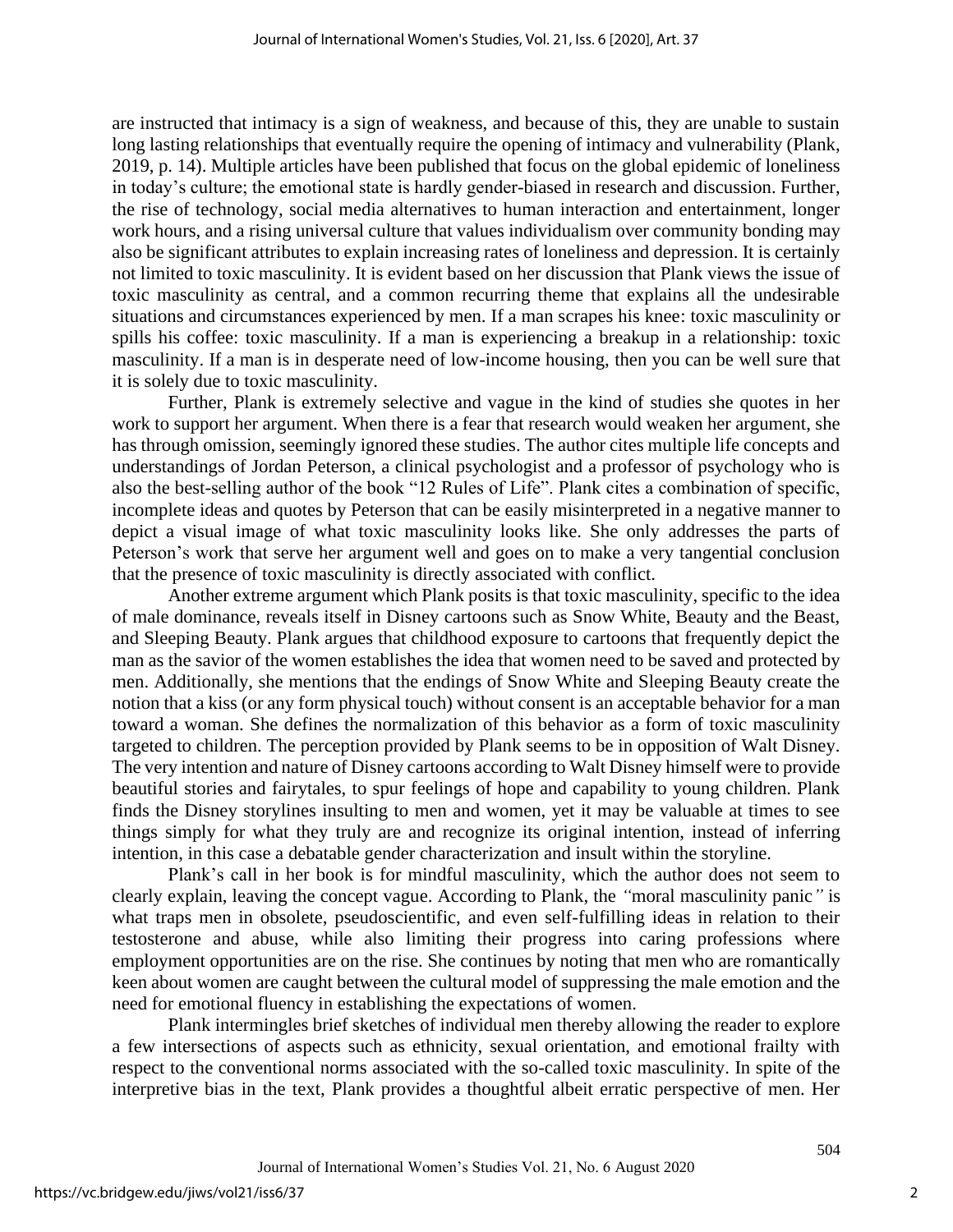are instructed that intimacy is a sign of weakness, and because of this, they are unable to sustain long lasting relationships that eventually require the opening of intimacy and vulnerability (Plank, 2019, p. 14). Multiple articles have been published that focus on the global epidemic of loneliness in today's culture; the emotional state is hardly gender-biased in research and discussion. Further, the rise of technology, social media alternatives to human interaction and entertainment, longer work hours, and a rising universal culture that values individualism over community bonding may also be significant attributes to explain increasing rates of loneliness and depression. It is certainly not limited to toxic masculinity. It is evident based on her discussion that Plank views the issue of toxic masculinity as central, and a common recurring theme that explains all the undesirable situations and circumstances experienced by men. If a man scrapes his knee: toxic masculinity or spills his coffee: toxic masculinity. If a man is experiencing a breakup in a relationship: toxic masculinity. If a man is in desperate need of low-income housing, then you can be well sure that it is solely due to toxic masculinity.

Further, Plank is extremely selective and vague in the kind of studies she quotes in her work to support her argument. When there is a fear that research would weaken her argument, she has through omission, seemingly ignored these studies. The author cites multiple life concepts and understandings of Jordan Peterson, a clinical psychologist and a professor of psychology who is also the best-selling author of the book "12 Rules of Life". Plank cites a combination of specific, incomplete ideas and quotes by Peterson that can be easily misinterpreted in a negative manner to depict a visual image of what toxic masculinity looks like. She only addresses the parts of Peterson's work that serve her argument well and goes on to make a very tangential conclusion that the presence of toxic masculinity is directly associated with conflict.

Another extreme argument which Plank posits is that toxic masculinity, specific to the idea of male dominance, reveals itself in Disney cartoons such as Snow White, Beauty and the Beast, and Sleeping Beauty. Plank argues that childhood exposure to cartoons that frequently depict the man as the savior of the women establishes the idea that women need to be saved and protected by men. Additionally, she mentions that the endings of Snow White and Sleeping Beauty create the notion that a kiss (or any form physical touch) without consent is an acceptable behavior for a man toward a woman. She defines the normalization of this behavior as a form of toxic masculinity targeted to children. The perception provided by Plank seems to be in opposition of Walt Disney. The very intention and nature of Disney cartoons according to Walt Disney himself were to provide beautiful stories and fairytales, to spur feelings of hope and capability to young children. Plank finds the Disney storylines insulting to men and women, yet it may be valuable at times to see things simply for what they truly are and recognize its original intention, instead of inferring intention, in this case a debatable gender characterization and insult within the storyline.

Plank's call in her book is for mindful masculinity, which the author does not seem to clearly explain, leaving the concept vague. According to Plank, the *"moral masculinity panic"* is what traps men in obsolete, pseudoscientific, and even self-fulfilling ideas in relation to their testosterone and abuse, while also limiting their progress into caring professions where employment opportunities are on the rise. She continues by noting that men who are romantically keen about women are caught between the cultural model of suppressing the male emotion and the need for emotional fluency in establishing the expectations of women.

Plank intermingles brief sketches of individual men thereby allowing the reader to explore a few intersections of aspects such as ethnicity, sexual orientation, and emotional frailty with respect to the conventional norms associated with the so-called toxic masculinity. In spite of the interpretive bias in the text, Plank provides a thoughtful albeit erratic perspective of men. Her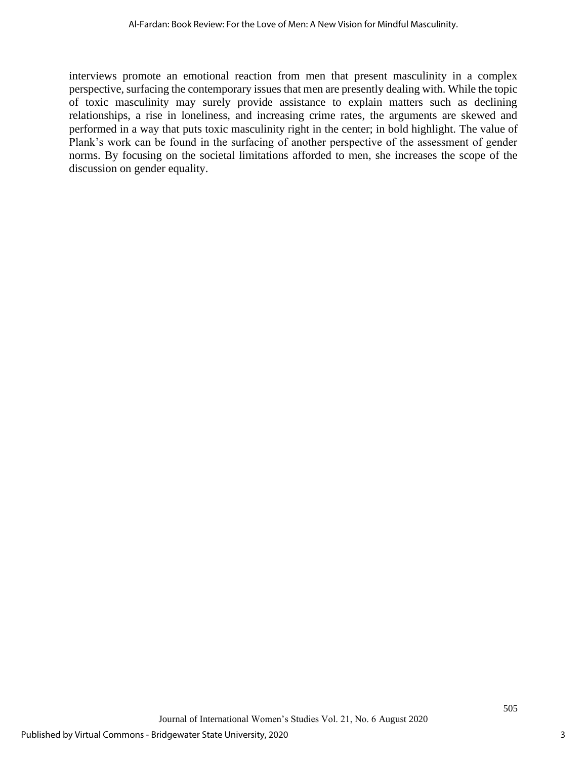interviews promote an emotional reaction from men that present masculinity in a complex perspective, surfacing the contemporary issues that men are presently dealing with. While the topic of toxic masculinity may surely provide assistance to explain matters such as declining relationships, a rise in loneliness, and increasing crime rates, the arguments are skewed and performed in a way that puts toxic masculinity right in the center; in bold highlight. The value of Plank's work can be found in the surfacing of another perspective of the assessment of gender norms. By focusing on the societal limitations afforded to men, she increases the scope of the discussion on gender equality.